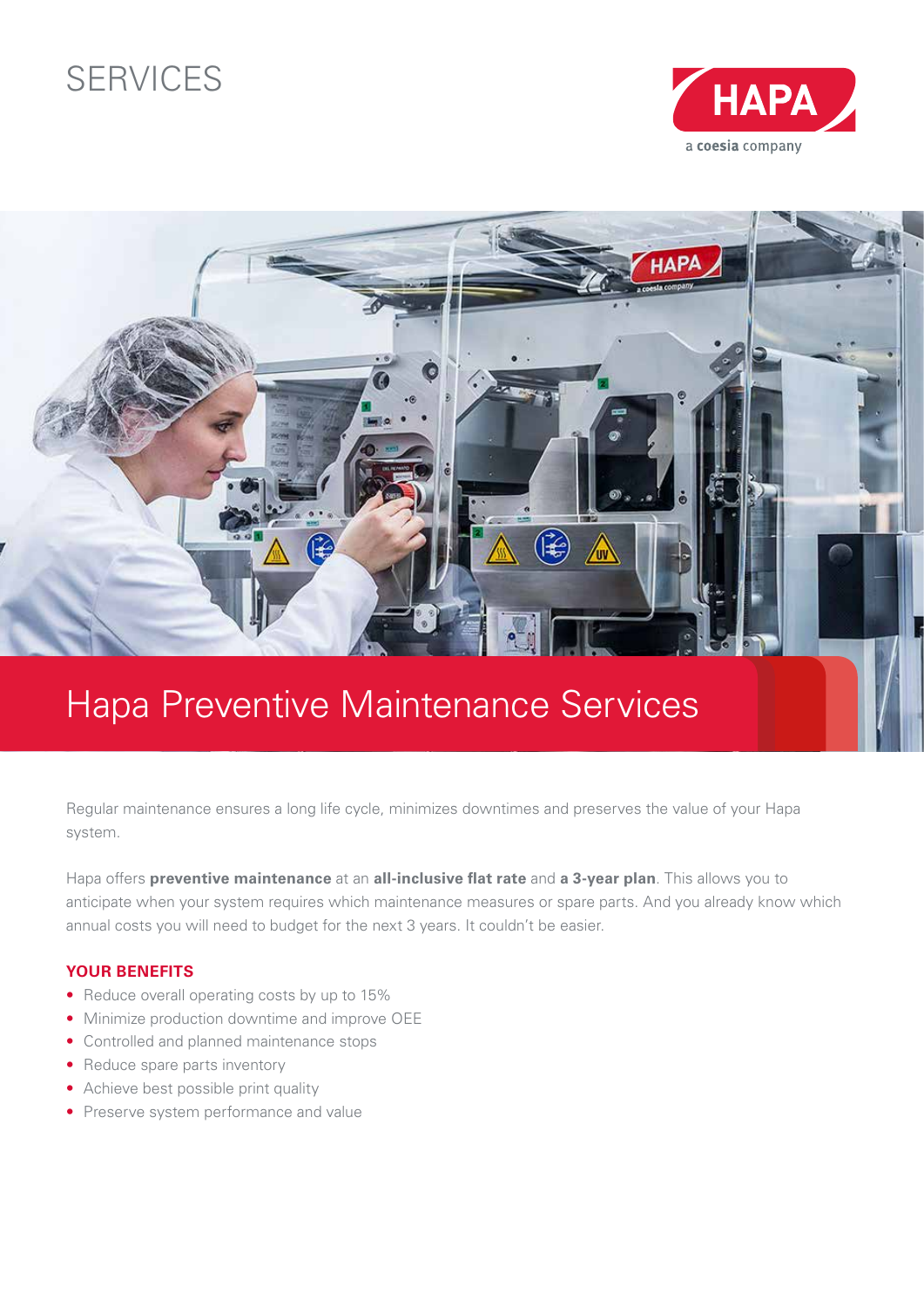SERVICES

HAPA
a coesia company

# Hapa Preventive Maintenance Services

Regular maintenance ensures a long life cycle, minimizes downtimes and preserves the value of your Hapa system.

Hapa offers **preventive maintenance** at an **all-inclusive flat rate** and **a 3-year plan**. This allows you to anticipate when your system requires which maintenance measures or spare parts. And you already know which annual costs you will need to budget for the next 3 years. It couldn't be easier.

### YOUR BENEFITS

- Reduce overall operating costs by up to 15%
- Minimize production downtime and improve OEE
- Controlled and planned maintenance stops
- Reduce spare parts inventory
- Achieve best possible print quality
- Preserve system performance and value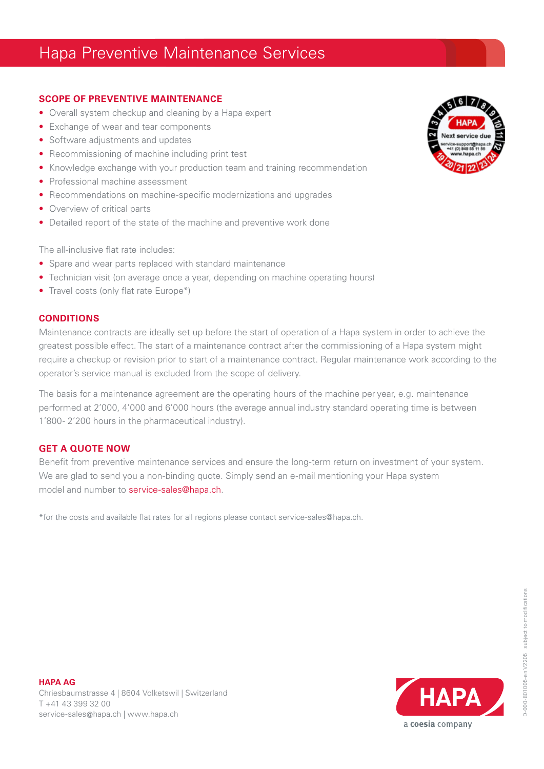# Hapa Preventive Maintenance Services

## SCOPE OF PREVENTIVE MAINTENANCE

- Overall system checkup and cleaning by a Hapa expert
- Exchange of wear and tear components
- Software adjustments and updates
- Recommissioning of machine including print test
- Knowledge exchange with your production team and training recommendation
- Professional machine assessment
- Recommendations on machine-specific modernizations and upgrades
- Overview of critical parts
- Detailed report of the state of the machine and preventive work done

The all-inclusive flat rate includes:

- Spare and wear parts replaced with standard maintenance
- Technician visit (on average once a year, depending on machine operating hours)
- Travel costs (only flat rate Europe*)

## CONDITIONS

Maintenance contracts are ideally set up before the start of operation of a Hapa system in order to achieve the greatest possible effect. The start of a maintenance contract after the commissioning of a Hapa system might require a checkup or revision prior to start of a maintenance contract. Regular maintenance work according to the operator's service manual is excluded from the scope of delivery.

The basis for a maintenance agreement are the operating hours of the machine per year, e.g. maintenance performed at 2'000, 4'000 and 6'000 hours (the average annual industry standard operating time is between 1'800- 2'200 hours in the pharmaceutical industry).

## GET A QUOTE NOW

Benefit from preventive maintenance services and ensure the long-term return on investment of your system. We are glad to send you a non-binding quote. Simply send an e-mail mentioning your Hapa system model and number to service-sales@hapa.ch.

*for the costs and available flat rates for all regions please contact service-sales@hapa.ch.

**HAPA AG**
Chriesbaumstrasse 4 | 8604 Volketswil | Switzerland
T +41 43 399 32 00
service-sales@hapa.ch | www.hapa.ch

HAPA
a coesia company

D-000-801005-en V2205 subject to modifications